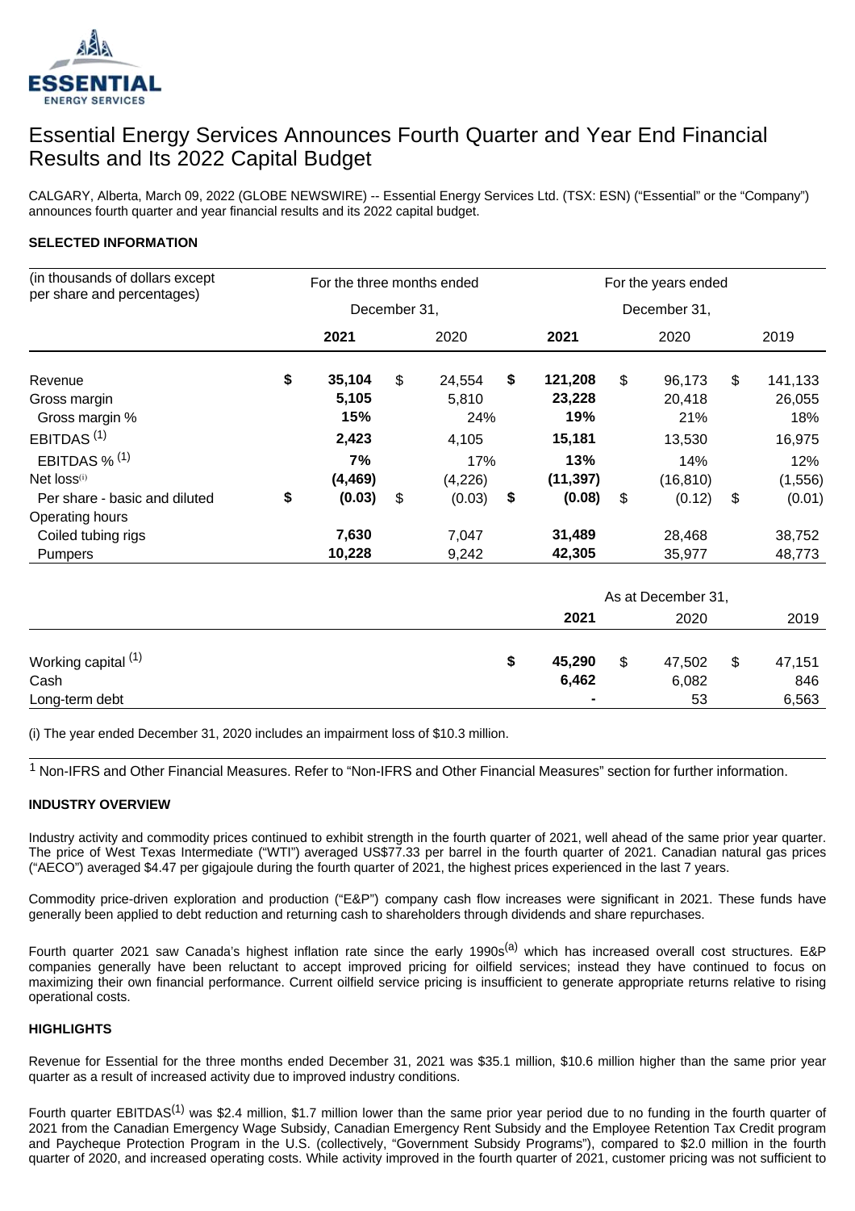ESSENTIAL
ENERGY SERVICES

# Essential Energy Services Announces Fourth Quarter and Year End Financial Results and Its 2022 Capital Budget

CALGARY, Alberta, March 09, 2022 (GLOBE NEWSWIRE) -- Essential Energy Services Ltd. (TSX: ESN) ("Essential" or the "Company") announces fourth quarter and year financial results and its 2022 capital budget.

**SELECTED INFORMATION**

| (in thousands of dollars except per share and percentages) | For the three months ended December 31, | | For the years ended December 31, | | |
|---|---|---|---|---|---|
| | **2021** | 2020 | **2021** | 2020 | 2019 |
| Revenue | **$ 35,104** | $ 24,554 | **$ 121,208** | $ 96,173 | $ 141,133 |
| Gross margin | **5,105** | 5,810 | **23,228** | 20,418 | 26,055 |
| Gross margin % | **15%** | 24% | **19%** | 21% | 18% |
| EBITDAS [1] | **2,423** | 4,105 | **15,181** | 13,530 | 16,975 |
| EBITDAS % [1] | **7%** | 17% | **13%** | 14% | 12% |
| Net loss[i] | **(4,469)** | (4,226) | **(11,397)** | (16,810) | (1,556) |
| Per share - basic and diluted | **$ (0.03)** | $ (0.03) | **$ (0.08)** | $ (0.12) | $ (0.01) |
| Operating hours | | | | | |
| Coiled tubing rigs | **7,630** | 7,047 | **31,489** | 28,468 | 38,752 |
| Pumpers | **10,228** | 9,242 | **42,305** | 35,977 | 48,773 |

| | As at December 31, | | |
|---|---|---|---|
| | **2021** | 2020 | 2019 |
| Working capital [1] | **$ 45,290** | $ 47,502 | $ 47,151 |
| Cash | **6,462** | 6,082 | 846 |
| Long-term debt | **-** | 53 | 6,563 |

(i) The year ended December 31, 2020 includes an impairment loss of $10.3 million.

[1] Non-IFRS and Other Financial Measures. Refer to "Non-IFRS and Other Financial Measures" section for further information.

**INDUSTRY OVERVIEW**

Industry activity and commodity prices continued to exhibit strength in the fourth quarter of 2021, well ahead of the same prior year quarter. The price of West Texas Intermediate ("WTI") averaged US$77.33 per barrel in the fourth quarter of 2021. Canadian natural gas prices ("AECO") averaged $4.47 per gigajoule during the fourth quarter of 2021, the highest prices experienced in the last 7 years.

Commodity price-driven exploration and production ("E&P") company cash flow increases were significant in 2021. These funds have generally been applied to debt reduction and returning cash to shareholders through dividends and share repurchases.

Fourth quarter 2021 saw Canada's highest inflation rate since the early 1990s[a] which has increased overall cost structures. E&P companies generally have been reluctant to accept improved pricing for oilfield services; instead they have continued to focus on maximizing their own financial performance. Current oilfield service pricing is insufficient to generate appropriate returns relative to rising operational costs.

**HIGHLIGHTS**

Revenue for Essential for the three months ended December 31, 2021 was $35.1 million, $10.6 million higher than the same prior year quarter as a result of increased activity due to improved industry conditions.

Fourth quarter EBITDAS[1] was $2.4 million, $1.7 million lower than the same prior year period due to no funding in the fourth quarter of 2021 from the Canadian Emergency Wage Subsidy, Canadian Emergency Rent Subsidy and the Employee Retention Tax Credit program and Paycheque Protection Program in the U.S. (collectively, "Government Subsidy Programs"), compared to $2.0 million in the fourth quarter of 2020, and increased operating costs. While activity improved in the fourth quarter of 2021, customer pricing was not sufficient to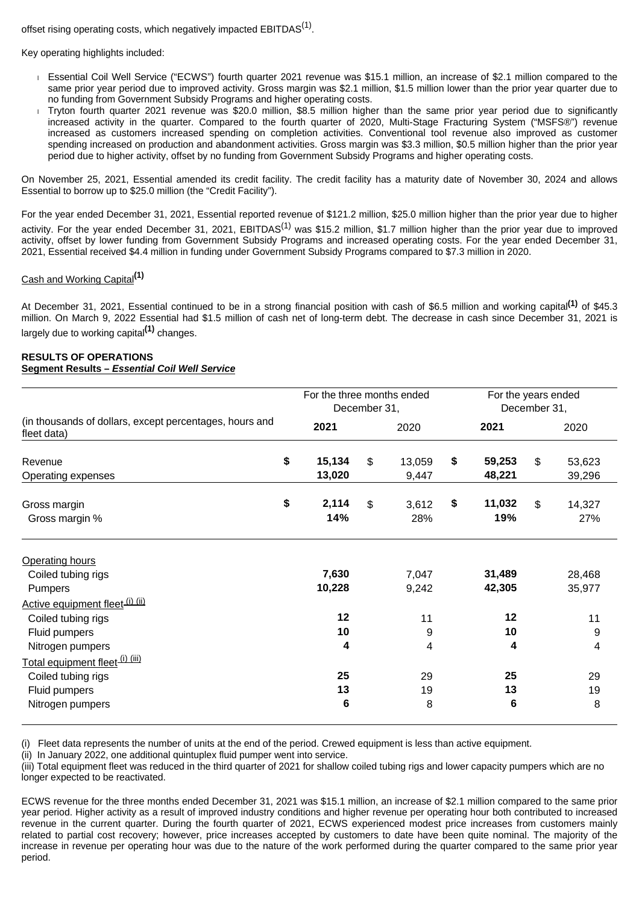offset rising operating costs, which negatively impacted EBITDAS[(1)].

Key operating highlights included:

- Essential Coil Well Service ("ECWS") fourth quarter 2021 revenue was $15.1 million, an increase of $2.1 million compared to the same prior year period due to improved activity. Gross margin was $2.1 million, $1.5 million lower than the prior year quarter due to no funding from Government Subsidy Programs and higher operating costs.
- Tryton fourth quarter 2021 revenue was $20.0 million, $8.5 million higher than the same prior year period due to significantly increased activity in the quarter. Compared to the fourth quarter of 2020, Multi-Stage Fracturing System ("MSFS®") revenue increased as customers increased spending on completion activities. Conventional tool revenue also improved as customer spending increased on production and abandonment activities. Gross margin was $3.3 million, $0.5 million higher than the prior year period due to higher activity, offset by no funding from Government Subsidy Programs and higher operating costs.

On November 25, 2021, Essential amended its credit facility. The credit facility has a maturity date of November 30, 2024 and allows Essential to borrow up to $25.0 million (the "Credit Facility").

For the year ended December 31, 2021, Essential reported revenue of $121.2 million, $25.0 million higher than the prior year due to higher activity. For the year ended December 31, 2021, EBITDAS[(1)] was $15.2 million, $1.7 million higher than the prior year due to improved activity, offset by lower funding from Government Subsidy Programs and increased operating costs. For the year ended December 31, 2021, Essential received $4.4 million in funding under Government Subsidy Programs compared to $7.3 million in 2020.

Cash and Working Capital[(1)]

At December 31, 2021, Essential continued to be in a strong financial position with cash of $6.5 million and working capital[(1)] of $45.3 million. On March 9, 2022 Essential had $1.5 million of cash net of long-term debt. The decrease in cash since December 31, 2021 is largely due to working capital[(1)] changes.

**RESULTS OF OPERATIONS**
**Segment Results – *Essential Coil Well Service***

| (in thousands of dollars, except percentages, hours and fleet data) | For the three months ended December 31, | | For the years ended December 31, | |
|---|---|---|---|---|
| | **2021** | 2020 | **2021** | 2020 |
| Revenue | **$ 15,134** | $ 13,059 | **$ 59,253** | $ 53,623 |
| Operating expenses | **13,020** | 9,447 | **48,221** | 39,296 |
| Gross margin | **$ 2,114** | $ 3,612 | **$ 11,032** | $ 14,327 |
| Gross margin % | **14%** | 28% | **19%** | 27% |
| Operating hours | | | | |
| Coiled tubing rigs | **7,630** | 7,047 | **31,489** | 28,468 |
| Pumpers | **10,228** | 9,242 | **42,305** | 35,977 |
| Active equipment fleet (i) (ii) | | | | |
| Coiled tubing rigs | **12** | 11 | **12** | 11 |
| Fluid pumpers | **10** | 9 | **10** | 9 |
| Nitrogen pumpers | **4** | 4 | **4** | 4 |
| Total equipment fleet (i) (iii) | | | | |
| Coiled tubing rigs | **25** | 29 | **25** | 29 |
| Fluid pumpers | **13** | 19 | **13** | 19 |
| Nitrogen pumpers | **6** | 8 | **6** | 8 |

(i) Fleet data represents the number of units at the end of the period. Crewed equipment is less than active equipment.
(ii) In January 2022, one additional quintuplex fluid pumper went into service.
(iii) Total equipment fleet was reduced in the third quarter of 2021 for shallow coiled tubing rigs and lower capacity pumpers which are no longer expected to be reactivated.

ECWS revenue for the three months ended December 31, 2021 was $15.1 million, an increase of $2.1 million compared to the same prior year period. Higher activity as a result of improved industry conditions and higher revenue per operating hour both contributed to increased revenue in the current quarter. During the fourth quarter of 2021, ECWS experienced modest price increases from customers mainly related to partial cost recovery; however, price increases accepted by customers to date have been quite nominal. The majority of the increase in revenue per operating hour was due to the nature of the work performed during the quarter compared to the same prior year period.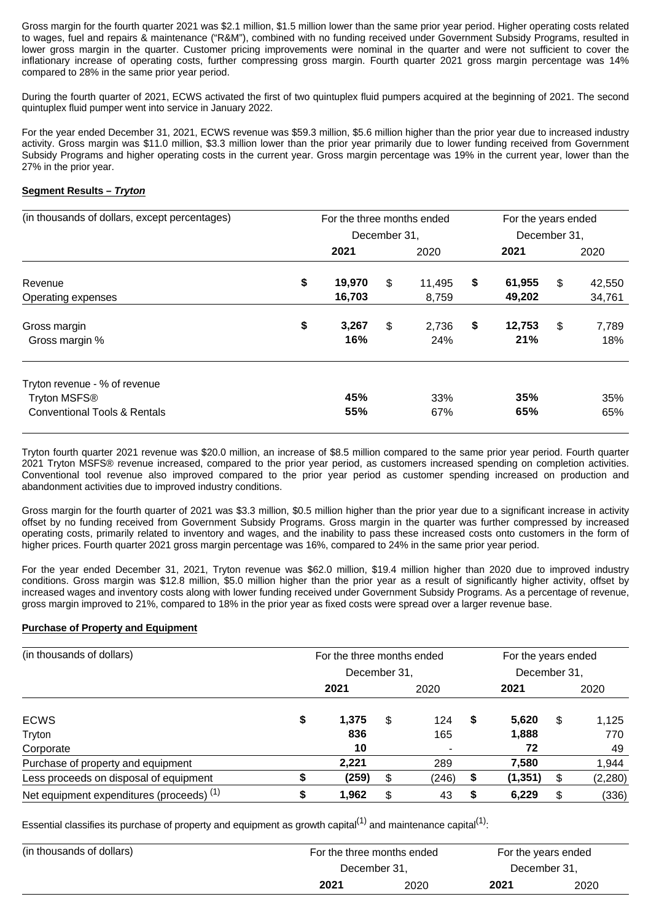Gross margin for the fourth quarter 2021 was $2.1 million, $1.5 million lower than the same prior year period. Higher operating costs related to wages, fuel and repairs & maintenance ("R&M"), combined with no funding received under Government Subsidy Programs, resulted in lower gross margin in the quarter. Customer pricing improvements were nominal in the quarter and were not sufficient to cover the inflationary increase of operating costs, further compressing gross margin. Fourth quarter 2021 gross margin percentage was 14% compared to 28% in the same prior year period.

During the fourth quarter of 2021, ECWS activated the first of two quintuplex fluid pumpers acquired at the beginning of 2021. The second quintuplex fluid pumper went into service in January 2022.

For the year ended December 31, 2021, ECWS revenue was $59.3 million, $5.6 million higher than the prior year due to increased industry activity. Gross margin was $11.0 million, $3.3 million lower than the prior year primarily due to lower funding received from Government Subsidy Programs and higher operating costs in the current year. Gross margin percentage was 19% in the current year, lower than the 27% in the prior year.

**Segment Results – *Tryton***

| (in thousands of dollars, except percentages) | For the three months ended December 31, | | For the years ended December 31, | |
|---|---|---|---|---|
| | **2021** | 2020 | **2021** | 2020 |
| Revenue | **$ 19,970** | $ 11,495 | **$ 61,955** | $ 42,550 |
| Operating expenses | **16,703** | 8,759 | **49,202** | 34,761 |
| Gross margin | **$ 3,267** | $ 2,736 | **$ 12,753** | $ 7,789 |
| Gross margin % | **16%** | 24% | **21%** | 18% |
| Tryton revenue - % of revenue | | | | |
| Tryton MSFS® | **45%** | 33% | **35%** | 35% |
| Conventional Tools & Rentals | **55%** | 67% | **65%** | 65% |

Tryton fourth quarter 2021 revenue was $20.0 million, an increase of $8.5 million compared to the same prior year period. Fourth quarter 2021 Tryton MSFS® revenue increased, compared to the prior year period, as customers increased spending on completion activities. Conventional tool revenue also improved compared to the prior year period as customer spending increased on production and abandonment activities due to improved industry conditions.

Gross margin for the fourth quarter of 2021 was $3.3 million, $0.5 million higher than the prior year due to a significant increase in activity offset by no funding received from Government Subsidy Programs. Gross margin in the quarter was further compressed by increased operating costs, primarily related to inventory and wages, and the inability to pass these increased costs onto customers in the form of higher prices. Fourth quarter 2021 gross margin percentage was 16%, compared to 24% in the same prior year period.

For the year ended December 31, 2021, Tryton revenue was $62.0 million, $19.4 million higher than 2020 due to improved industry conditions. Gross margin was $12.8 million, $5.0 million higher than the prior year as a result of significantly higher activity, offset by increased wages and inventory costs along with lower funding received under Government Subsidy Programs. As a percentage of revenue, gross margin improved to 21%, compared to 18% in the prior year as fixed costs were spread over a larger revenue base.

**Purchase of Property and Equipment**

| (in thousands of dollars) | For the three months ended December 31, | | For the years ended December 31, | |
|---|---|---|---|---|
| | **2021** | 2020 | **2021** | 2020 |
| ECWS | **$ 1,375** | $ 124 | **$ 5,620** | $ 1,125 |
| Tryton | **836** | 165 | **1,888** | 770 |
| Corporate | **10** | - | **72** | 49 |
| Purchase of property and equipment | **2,221** | 289 | **7,580** | 1,944 |
| Less proceeds on disposal of equipment | **$ (259)** | $ (246) | **$ (1,351)** | $ (2,280) |
| Net equipment expenditures (proceeds) [(1)] | **$ 1,962** | $ 43 | **$ 6,229** | $ (336) |

Essential classifies its purchase of property and equipment as growth capital[(1)] and maintenance capital[(1)]:

| (in thousands of dollars) | For the three months ended December 31, | | For the years ended December 31, | |
|---|---|---|---|---|
| | **2021** | 2020 | **2021** | 2020 |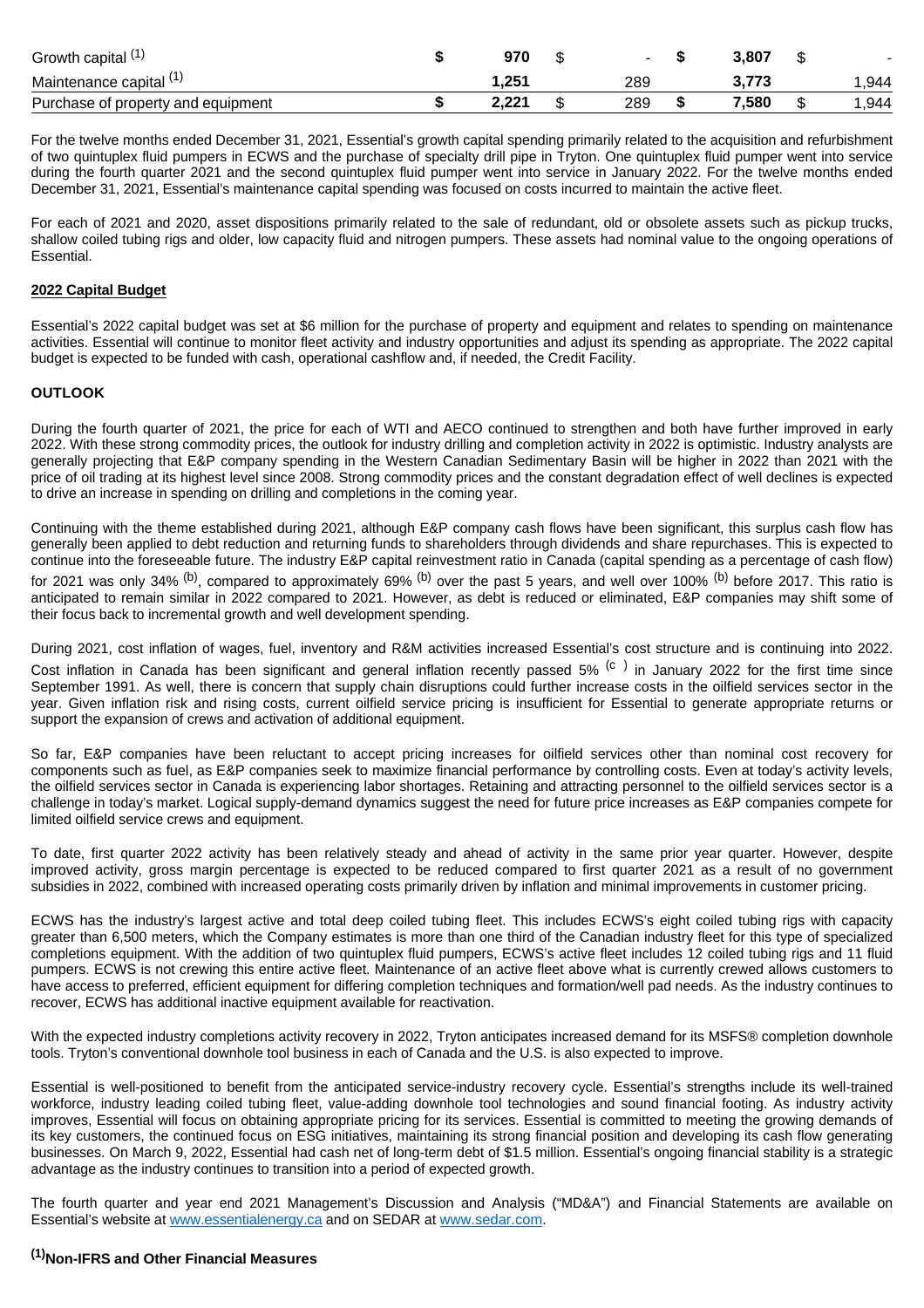| | | | | |
|---|---|---|---|---|
| Growth capital [(1)] | $ 970 | $ - | $ 3,807 | $ - |
| Maintenance capital [(1)] | 1,251 | 289 | 3,773 | 1,944 |
| Purchase of property and equipment | $ 2,221 | $ 289 | $ 7,580 | $ 1,944 |

For the twelve months ended December 31, 2021, Essential's growth capital spending primarily related to the acquisition and refurbishment of two quintuplex fluid pumpers in ECWS and the purchase of specialty drill pipe in Tryton. One quintuplex fluid pumper went into service during the fourth quarter 2021 and the second quintuplex fluid pumper went into service in January 2022. For the twelve months ended December 31, 2021, Essential's maintenance capital spending was focused on costs incurred to maintain the active fleet.

For each of 2021 and 2020, asset dispositions primarily related to the sale of redundant, old or obsolete assets such as pickup trucks, shallow coiled tubing rigs and older, low capacity fluid and nitrogen pumpers. These assets had nominal value to the ongoing operations of Essential.

**2022 Capital Budget**

Essential's 2022 capital budget was set at $6 million for the purchase of property and equipment and relates to spending on maintenance activities. Essential will continue to monitor fleet activity and industry opportunities and adjust its spending as appropriate. The 2022 capital budget is expected to be funded with cash, operational cashflow and, if needed, the Credit Facility.

**OUTLOOK**

During the fourth quarter of 2021, the price for each of WTI and AECO continued to strengthen and both have further improved in early 2022. With these strong commodity prices, the outlook for industry drilling and completion activity in 2022 is optimistic. Industry analysts are generally projecting that E&P company spending in the Western Canadian Sedimentary Basin will be higher in 2022 than 2021 with the price of oil trading at its highest level since 2008. Strong commodity prices and the constant degradation effect of well declines is expected to drive an increase in spending on drilling and completions in the coming year.

Continuing with the theme established during 2021, although E&P company cash flows have been significant, this surplus cash flow has generally been applied to debt reduction and returning funds to shareholders through dividends and share repurchases. This is expected to continue into the foreseeable future. The industry E&P capital reinvestment ratio in Canada (capital spending as a percentage of cash flow) for 2021 was only 34% [(b)], compared to approximately 69% [(b)] over the past 5 years, and well over 100% [(b)] before 2017. This ratio is anticipated to remain similar in 2022 compared to 2021. However, as debt is reduced or eliminated, E&P companies may shift some of their focus back to incremental growth and well development spending.

During 2021, cost inflation of wages, fuel, inventory and R&M activities increased Essential's cost structure and is continuing into 2022. Cost inflation in Canada has been significant and general inflation recently passed 5% [(c)] in January 2022 for the first time since September 1991. As well, there is concern that supply chain disruptions could further increase costs in the oilfield services sector in the year. Given inflation risk and rising costs, current oilfield service pricing is insufficient for Essential to generate appropriate returns or support the expansion of crews and activation of additional equipment.

So far, E&P companies have been reluctant to accept pricing increases for oilfield services other than nominal cost recovery for components such as fuel, as E&P companies seek to maximize financial performance by controlling costs. Even at today's activity levels, the oilfield services sector in Canada is experiencing labor shortages. Retaining and attracting personnel to the oilfield services sector is a challenge in today's market. Logical supply-demand dynamics suggest the need for future price increases as E&P companies compete for limited oilfield service crews and equipment.

To date, first quarter 2022 activity has been relatively steady and ahead of activity in the same prior year quarter. However, despite improved activity, gross margin percentage is expected to be reduced compared to first quarter 2021 as a result of no government subsidies in 2022, combined with increased operating costs primarily driven by inflation and minimal improvements in customer pricing.

ECWS has the industry's largest active and total deep coiled tubing fleet. This includes ECWS's eight coiled tubing rigs with capacity greater than 6,500 meters, which the Company estimates is more than one third of the Canadian industry fleet for this type of specialized completions equipment. With the addition of two quintuplex fluid pumpers, ECWS's active fleet includes 12 coiled tubing rigs and 11 fluid pumpers. ECWS is not crewing this entire active fleet. Maintenance of an active fleet above what is currently crewed allows customers to have access to preferred, efficient equipment for differing completion techniques and formation/well pad needs. As the industry continues to recover, ECWS has additional inactive equipment available for reactivation.

With the expected industry completions activity recovery in 2022, Tryton anticipates increased demand for its MSFS® completion downhole tools. Tryton's conventional downhole tool business in each of Canada and the U.S. is also expected to improve.

Essential is well-positioned to benefit from the anticipated service-industry recovery cycle. Essential's strengths include its well-trained workforce, industry leading coiled tubing fleet, value-adding downhole tool technologies and sound financial footing. As industry activity improves, Essential will focus on obtaining appropriate pricing for its services. Essential is committed to meeting the growing demands of its key customers, the continued focus on ESG initiatives, maintaining its strong financial position and developing its cash flow generating businesses. On March 9, 2022, Essential had cash net of long-term debt of $1.5 million. Essential's ongoing financial stability is a strategic advantage as the industry continues to transition into a period of expected growth.

The fourth quarter and year end 2021 Management's Discussion and Analysis ("MD&A") and Financial Statements are available on Essential's website at www.essentialenergy.ca and on SEDAR at www.sedar.com.

**[(1)]Non-IFRS and Other Financial Measures**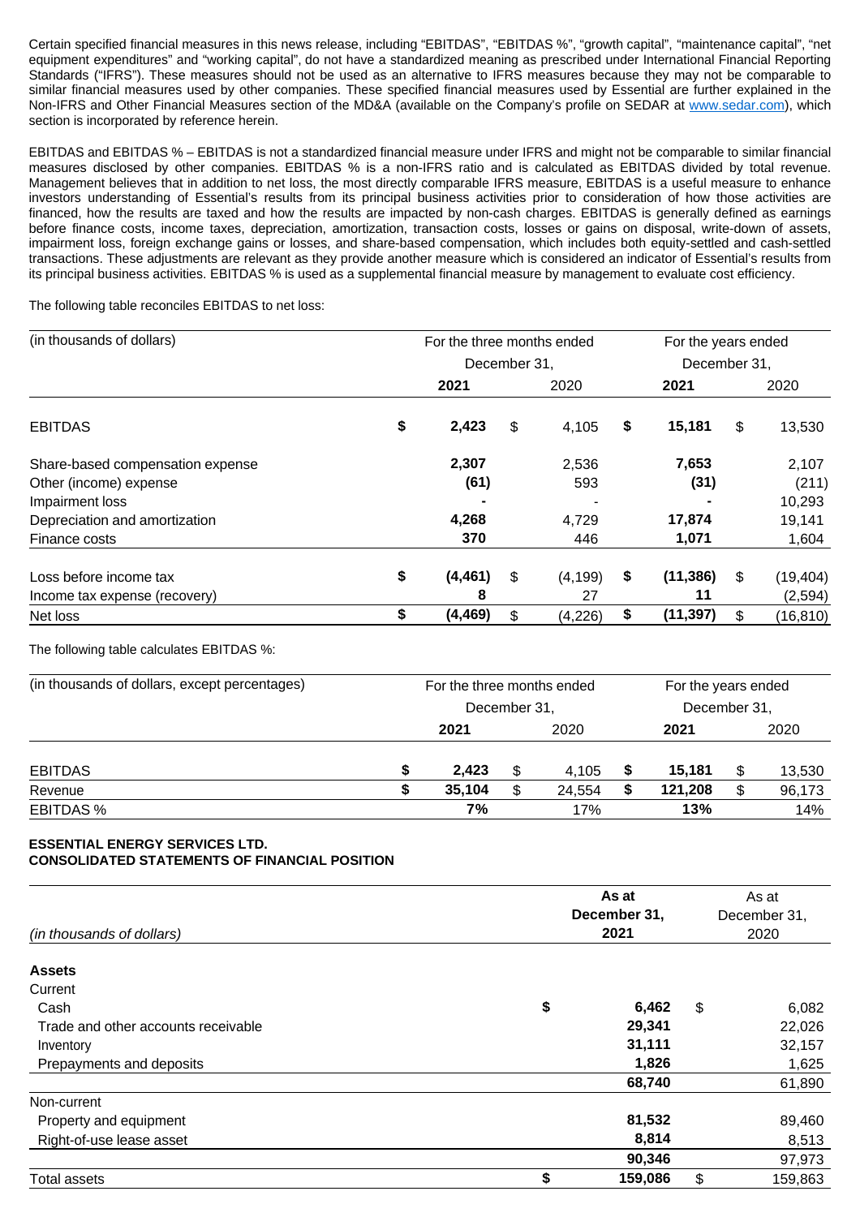Certain specified financial measures in this news release, including "EBITDAS", "EBITDAS %", "growth capital", "maintenance capital", "net equipment expenditures" and "working capital", do not have a standardized meaning as prescribed under International Financial Reporting Standards ("IFRS"). These measures should not be used as an alternative to IFRS measures because they may not be comparable to similar financial measures used by other companies. These specified financial measures used by Essential are further explained in the Non-IFRS and Other Financial Measures section of the MD&A (available on the Company's profile on SEDAR at www.sedar.com), which section is incorporated by reference herein.

EBITDAS and EBITDAS % – EBITDAS is not a standardized financial measure under IFRS and might not be comparable to similar financial measures disclosed by other companies. EBITDAS % is a non-IFRS ratio and is calculated as EBITDAS divided by total revenue. Management believes that in addition to net loss, the most directly comparable IFRS measure, EBITDAS is a useful measure to enhance investors understanding of Essential's results from its principal business activities prior to consideration of how those activities are financed, how the results are taxed and how the results are impacted by non-cash charges. EBITDAS is generally defined as earnings before finance costs, income taxes, depreciation, amortization, transaction costs, losses or gains on disposal, write-down of assets, impairment loss, foreign exchange gains or losses, and share-based compensation, which includes both equity-settled and cash-settled transactions. These adjustments are relevant as they provide another measure which is considered an indicator of Essential's results from its principal business activities. EBITDAS % is used as a supplemental financial measure by management to evaluate cost efficiency.

The following table reconciles EBITDAS to net loss:

| (in thousands of dollars) | For the three months ended December 31, | | For the years ended December 31, | |
|---|---|---|---|---|
| | **2021** | 2020 | **2021** | 2020 |
| EBITDAS | **$ 2,423** | $ 4,105 | **$ 15,181** | $ 13,530 |
| Share-based compensation expense | **2,307** | 2,536 | **7,653** | 2,107 |
| Other (income) expense | **(61)** | 593 | **(31)** | (211) |
| Impairment loss | **-** | - | **-** | 10,293 |
| Depreciation and amortization | **4,268** | 4,729 | **17,874** | 19,141 |
| Finance costs | **370** | 446 | **1,071** | 1,604 |
| Loss before income tax | **$ (4,461)** | $ (4,199) | **$ (11,386)** | $ (19,404) |
| Income tax expense (recovery) | **8** | 27 | **11** | (2,594) |
| Net loss | **$ (4,469)** | $ (4,226) | **$ (11,397)** | $ (16,810) |

The following table calculates EBITDAS %:

| (in thousands of dollars, except percentages) | For the three months ended December 31, | | For the years ended December 31, | |
|---|---|---|---|---|
| | **2021** | 2020 | **2021** | 2020 |
| EBITDAS | **$ 2,423** | $ 4,105 | **$ 15,181** | $ 13,530 |
| Revenue | **$ 35,104** | $ 24,554 | **$ 121,208** | $ 96,173 |
| EBITDAS % | **7%** | 17% | **13%** | 14% |

**ESSENTIAL ENERGY SERVICES LTD.**
**CONSOLIDATED STATEMENTS OF FINANCIAL POSITION**

| *(in thousands of dollars)* | **As at December 31, 2021** | As at December 31, 2020 |
|---|---|---|
| **Assets** | | |
| Current | | |
| Cash | **$ 6,462** | $ 6,082 |
| Trade and other accounts receivable | **29,341** | 22,026 |
| Inventory | **31,111** | 32,157 |
| Prepayments and deposits | **1,826** | 1,625 |
| | **68,740** | 61,890 |
| Non-current | | |
| Property and equipment | **81,532** | 89,460 |
| Right-of-use lease asset | **8,814** | 8,513 |
| | **90,346** | 97,973 |
| Total assets | **$ 159,086** | $ 159,863 |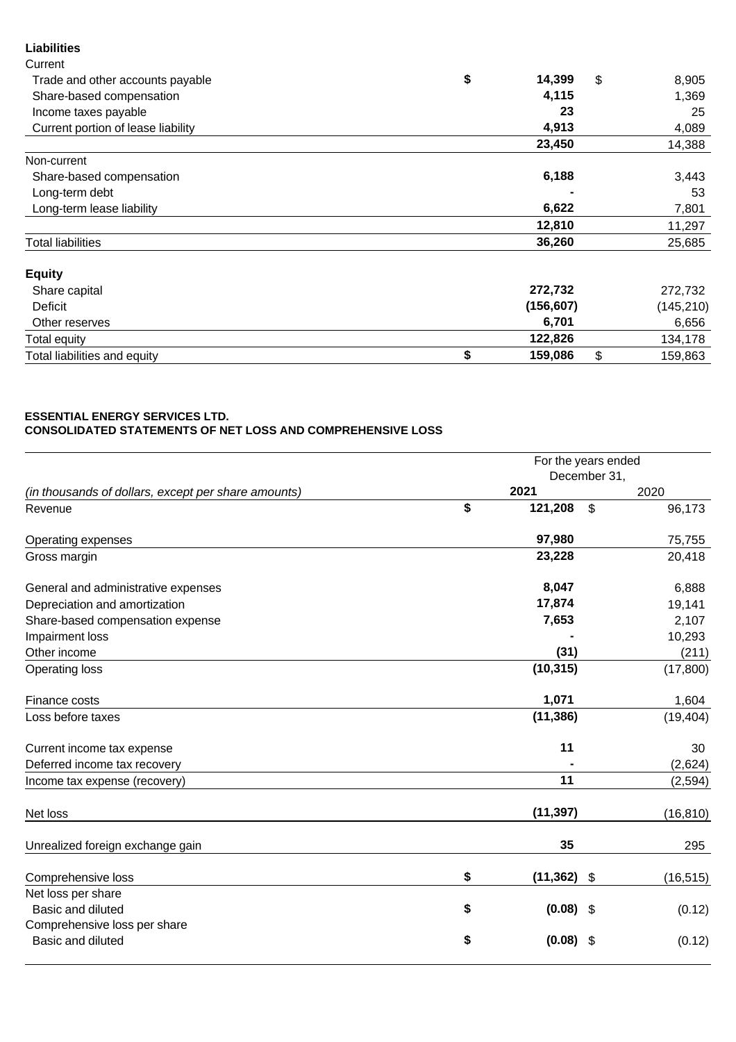| **Liabilities** | | |
|---|---|---|
| Current | | |
| Trade and other accounts payable | **$ 14,399** | $ 8,905 |
| Share-based compensation | **4,115** | 1,369 |
| Income taxes payable | **23** | 25 |
| Current portion of lease liability | **4,913** | 4,089 |
| | **23,450** | 14,388 |
| Non-current | | |
| Share-based compensation | **6,188** | 3,443 |
| Long-term debt | **-** | 53 |
| Long-term lease liability | **6,622** | 7,801 |
| | **12,810** | 11,297 |
| Total liabilities | **36,260** | 25,685 |
| **Equity** | | |
| Share capital | **272,732** | 272,732 |
| Deficit | **(156,607)** | (145,210) |
| Other reserves | **6,701** | 6,656 |
| Total equity | **122,826** | 134,178 |
| Total liabilities and equity | **$ 159,086** | $ 159,863 |

**ESSENTIAL ENERGY SERVICES LTD.**
**CONSOLIDATED STATEMENTS OF NET LOSS AND COMPREHENSIVE LOSS**

| | For the years ended December 31, | |
|---|---|---|
| *(in thousands of dollars, except per share amounts)* | **2021** | 2020 |
| Revenue | **$ 121,208** | $ 96,173 |
| Operating expenses | **97,980** | 75,755 |
| Gross margin | **23,228** | 20,418 |
| General and administrative expenses | **8,047** | 6,888 |
| Depreciation and amortization | **17,874** | 19,141 |
| Share-based compensation expense | **7,653** | 2,107 |
| Impairment loss | **-** | 10,293 |
| Other income | **(31)** | (211) |
| Operating loss | **(10,315)** | (17,800) |
| Finance costs | **1,071** | 1,604 |
| Loss before taxes | **(11,386)** | (19,404) |
| Current income tax expense | **11** | 30 |
| Deferred income tax recovery | **-** | (2,624) |
| Income tax expense (recovery) | **11** | (2,594) |
| Net loss | **(11,397)** | (16,810) |
| Unrealized foreign exchange gain | **35** | 295 |
| Comprehensive loss | **$ (11,362)** | $ (16,515) |
| Net loss per share | | |
| Basic and diluted | **$ (0.08)** | $ (0.12) |
| Comprehensive loss per share | | |
| Basic and diluted | **$ (0.08)** | $ (0.12) |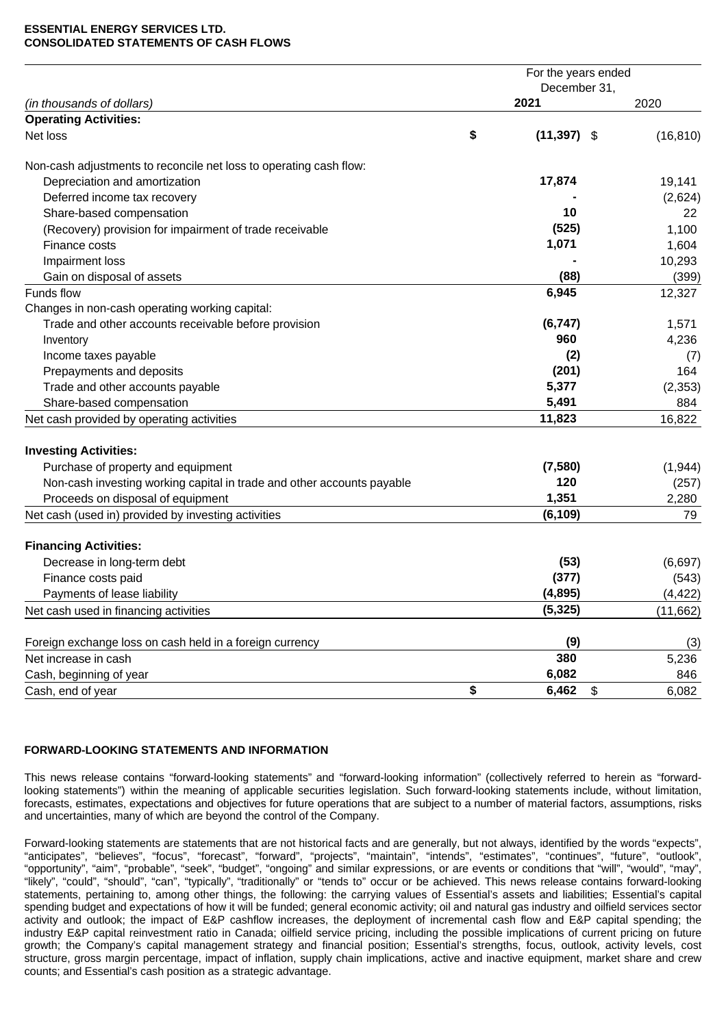**ESSENTIAL ENERGY SERVICES LTD.**
**CONSOLIDATED STATEMENTS OF CASH FLOWS**

| *(in thousands of dollars)* | For the years ended December 31, 2021 | 2020 |
|---|---|---|
| **Operating Activities:** | | |
| Net loss | **$ (11,397)** | $ (16,810) |
| Non-cash adjustments to reconcile net loss to operating cash flow: | | |
| Depreciation and amortization | **17,874** | 19,141 |
| Deferred income tax recovery | **-** | (2,624) |
| Share-based compensation | **10** | 22 |
| (Recovery) provision for impairment of trade receivable | **(525)** | 1,100 |
| Finance costs | **1,071** | 1,604 |
| Impairment loss | **-** | 10,293 |
| Gain on disposal of assets | **(88)** | (399) |
| Funds flow | **6,945** | 12,327 |
| Changes in non-cash operating working capital: | | |
| Trade and other accounts receivable before provision | **(6,747)** | 1,571 |
| Inventory | **960** | 4,236 |
| Income taxes payable | **(2)** | (7) |
| Prepayments and deposits | **(201)** | 164 |
| Trade and other accounts payable | **5,377** | (2,353) |
| Share-based compensation | **5,491** | 884 |
| Net cash provided by operating activities | **11,823** | 16,822 |
| **Investing Activities:** | | |
| Purchase of property and equipment | **(7,580)** | (1,944) |
| Non-cash investing working capital in trade and other accounts payable | **120** | (257) |
| Proceeds on disposal of equipment | **1,351** | 2,280 |
| Net cash (used in) provided by investing activities | **(6,109)** | 79 |
| **Financing Activities:** | | |
| Decrease in long-term debt | **(53)** | (6,697) |
| Finance costs paid | **(377)** | (543) |
| Payments of lease liability | **(4,895)** | (4,422) |
| Net cash used in financing activities | **(5,325)** | (11,662) |
| Foreign exchange loss on cash held in a foreign currency | **(9)** | (3) |
| Net increase in cash | **380** | 5,236 |
| Cash, beginning of year | **6,082** | 846 |
| Cash, end of year | **$ 6,462** | $ 6,082 |

**FORWARD-LOOKING STATEMENTS AND INFORMATION**

This news release contains "forward-looking statements" and "forward-looking information" (collectively referred to herein as "forward-looking statements") within the meaning of applicable securities legislation. Such forward-looking statements include, without limitation, forecasts, estimates, expectations and objectives for future operations that are subject to a number of material factors, assumptions, risks and uncertainties, many of which are beyond the control of the Company.

Forward-looking statements are statements that are not historical facts and are generally, but not always, identified by the words "expects", "anticipates", "believes", "focus", "forecast", "forward", "projects", "maintain", "intends", "estimates", "continues", "future", "outlook", "opportunity", "aim", "probable", "seek", "budget", "ongoing" and similar expressions, or are events or conditions that "will", "would", "may", "likely", "could", "should", "can", "typically", "traditionally" or "tends to" occur or be achieved. This news release contains forward-looking statements, pertaining to, among other things, the following: the carrying values of Essential's assets and liabilities; Essential's capital spending budget and expectations of how it will be funded; general economic activity; oil and natural gas industry and oilfield services sector activity and outlook; the impact of E&P cashflow increases, the deployment of incremental cash flow and E&P capital spending; the industry E&P capital reinvestment ratio in Canada; oilfield service pricing, including the possible implications of current pricing on future growth; the Company's capital management strategy and financial position; Essential's strengths, focus, outlook, activity levels, cost structure, gross margin percentage, impact of inflation, supply chain implications, active and inactive equipment, market share and crew counts; and Essential's cash position as a strategic advantage.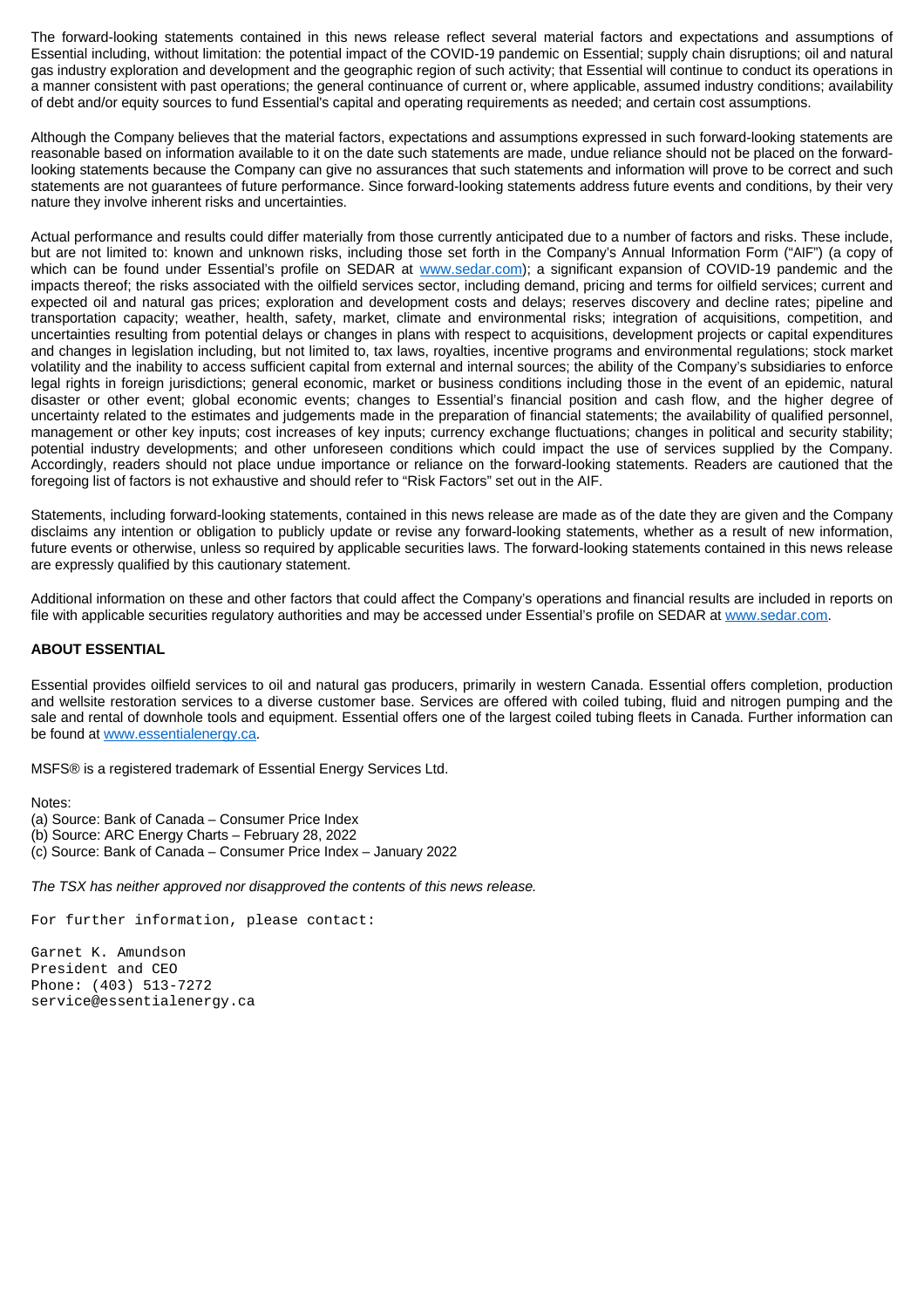The forward-looking statements contained in this news release reflect several material factors and expectations and assumptions of Essential including, without limitation: the potential impact of the COVID-19 pandemic on Essential; supply chain disruptions; oil and natural gas industry exploration and development and the geographic region of such activity; that Essential will continue to conduct its operations in a manner consistent with past operations; the general continuance of current or, where applicable, assumed industry conditions; availability of debt and/or equity sources to fund Essential's capital and operating requirements as needed; and certain cost assumptions.

Although the Company believes that the material factors, expectations and assumptions expressed in such forward-looking statements are reasonable based on information available to it on the date such statements are made, undue reliance should not be placed on the forward-looking statements because the Company can give no assurances that such statements and information will prove to be correct and such statements are not guarantees of future performance. Since forward-looking statements address future events and conditions, by their very nature they involve inherent risks and uncertainties.

Actual performance and results could differ materially from those currently anticipated due to a number of factors and risks. These include, but are not limited to: known and unknown risks, including those set forth in the Company's Annual Information Form ("AIF") (a copy of which can be found under Essential's profile on SEDAR at www.sedar.com); a significant expansion of COVID-19 pandemic and the impacts thereof; the risks associated with the oilfield services sector, including demand, pricing and terms for oilfield services; current and expected oil and natural gas prices; exploration and development costs and delays; reserves discovery and decline rates; pipeline and transportation capacity; weather, health, safety, market, climate and environmental risks; integration of acquisitions, competition, and uncertainties resulting from potential delays or changes in plans with respect to acquisitions, development projects or capital expenditures and changes in legislation including, but not limited to, tax laws, royalties, incentive programs and environmental regulations; stock market volatility and the inability to access sufficient capital from external and internal sources; the ability of the Company's subsidiaries to enforce legal rights in foreign jurisdictions; general economic, market or business conditions including those in the event of an epidemic, natural disaster or other event; global economic events; changes to Essential's financial position and cash flow, and the higher degree of uncertainty related to the estimates and judgements made in the preparation of financial statements; the availability of qualified personnel, management or other key inputs; cost increases of key inputs; currency exchange fluctuations; changes in political and security stability; potential industry developments; and other unforeseen conditions which could impact the use of services supplied by the Company. Accordingly, readers should not place undue importance or reliance on the forward-looking statements. Readers are cautioned that the foregoing list of factors is not exhaustive and should refer to "Risk Factors" set out in the AIF.

Statements, including forward-looking statements, contained in this news release are made as of the date they are given and the Company disclaims any intention or obligation to publicly update or revise any forward-looking statements, whether as a result of new information, future events or otherwise, unless so required by applicable securities laws. The forward-looking statements contained in this news release are expressly qualified by this cautionary statement.

Additional information on these and other factors that could affect the Company's operations and financial results are included in reports on file with applicable securities regulatory authorities and may be accessed under Essential's profile on SEDAR at www.sedar.com.

**ABOUT ESSENTIAL**

Essential provides oilfield services to oil and natural gas producers, primarily in western Canada. Essential offers completion, production and wellsite restoration services to a diverse customer base. Services are offered with coiled tubing, fluid and nitrogen pumping and the sale and rental of downhole tools and equipment. Essential offers one of the largest coiled tubing fleets in Canada. Further information can be found at www.essentialenergy.ca.

MSFS® is a registered trademark of Essential Energy Services Ltd.

Notes:
(a) Source: Bank of Canada – Consumer Price Index
(b) Source: ARC Energy Charts – February 28, 2022
(c) Source: Bank of Canada – Consumer Price Index – January 2022

*The TSX has neither approved nor disapproved the contents of this news release.*

For further information, please contact:

Garnet K. Amundson
President and CEO
Phone: (403) 513-7272
service@essentialenergy.ca